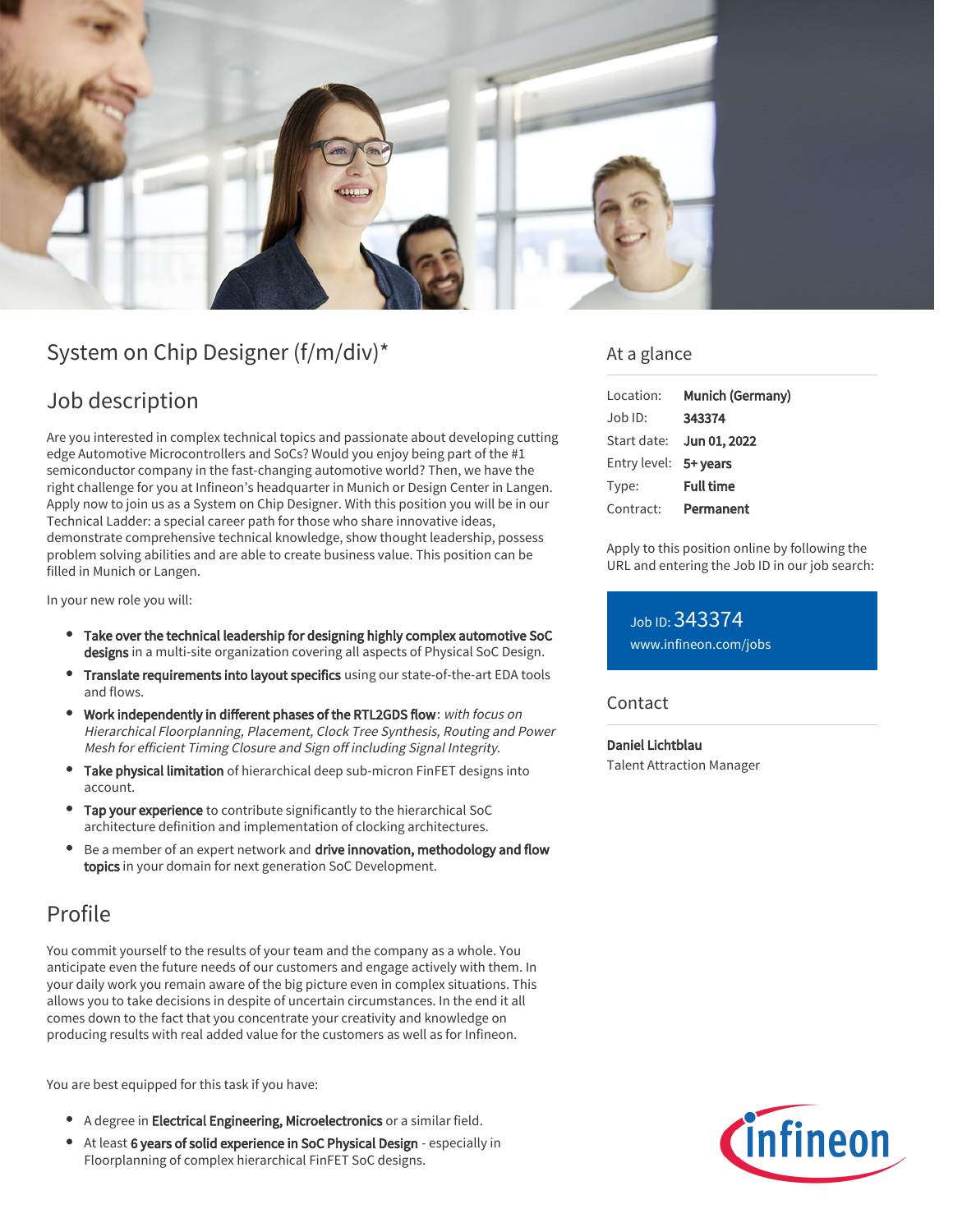# System on Chip Designer (f/m/div)*

## Job description

Are you interested in complex technical topics and passionate about developing cutting edge Automotive Microcontrollers and SoCs? Would you enjoy being part of the #1 semiconductor company in the fast-changing automotive world? Then, we have the right challenge for you at Infineon's headquarter in Munich or Design Center in Langen. Apply now to join us as a System on Chip Designer. With this position you will be in our Technical Ladder: a special career path for those who share innovative ideas, demonstrate comprehensive technical knowledge, show thought leadership, possess problem solving abilities and are able to create business value. This position can be filled in Munich or Langen.

In your new role you will:

- **Take over the technical leadership for designing highly complex automotive SoC designs** in a multi-site organization covering all aspects of Physical SoC Design.
- **Translate requirements into layout specifics** using our state-of-the-art EDA tools and flows.
- **Work independently in different phases of the RTL2GDS flow**: *with focus on Hierarchical Floorplanning, Placement, Clock Tree Synthesis, Routing and Power Mesh for efficient Timing Closure and Sign off including Signal Integrity.*
- **Take physical limitation** of hierarchical deep sub-micron FinFET designs into account.
- **Tap your experience** to contribute significantly to the hierarchical SoC architecture definition and implementation of clocking architectures.
- Be a member of an expert network and **drive innovation, methodology and flow topics** in your domain for next generation SoC Development.

## Profile

You commit yourself to the results of your team and the company as a whole. You anticipate even the future needs of our customers and engage actively with them. In your daily work you remain aware of the big picture even in complex situations. This allows you to take decisions in despite of uncertain circumstances. In the end it all comes down to the fact that you concentrate your creativity and knowledge on producing results with real added value for the customers as well as for Infineon.

You are best equipped for this task if you have:

- A degree in **Electrical Engineering, Microelectronics** or a similar field.
- At least **6 years of solid experience in SoC Physical Design** - especially in Floorplanning of complex hierarchical FinFET SoC designs.

## At a glance

| | |
|---|---|
| Location: | **Munich (Germany)** |
| Job ID: | **343374** |
| Start date: | **Jun 01, 2022** |
| Entry level: | **5+ years** |
| Type: | **Full time** |
| Contract: | **Permanent** |

Apply to this position online by following the URL and entering the Job ID in our job search:

Job ID: 343374
www.infineon.com/jobs

## Contact

**Daniel Lichtblau**
Talent Attraction Manager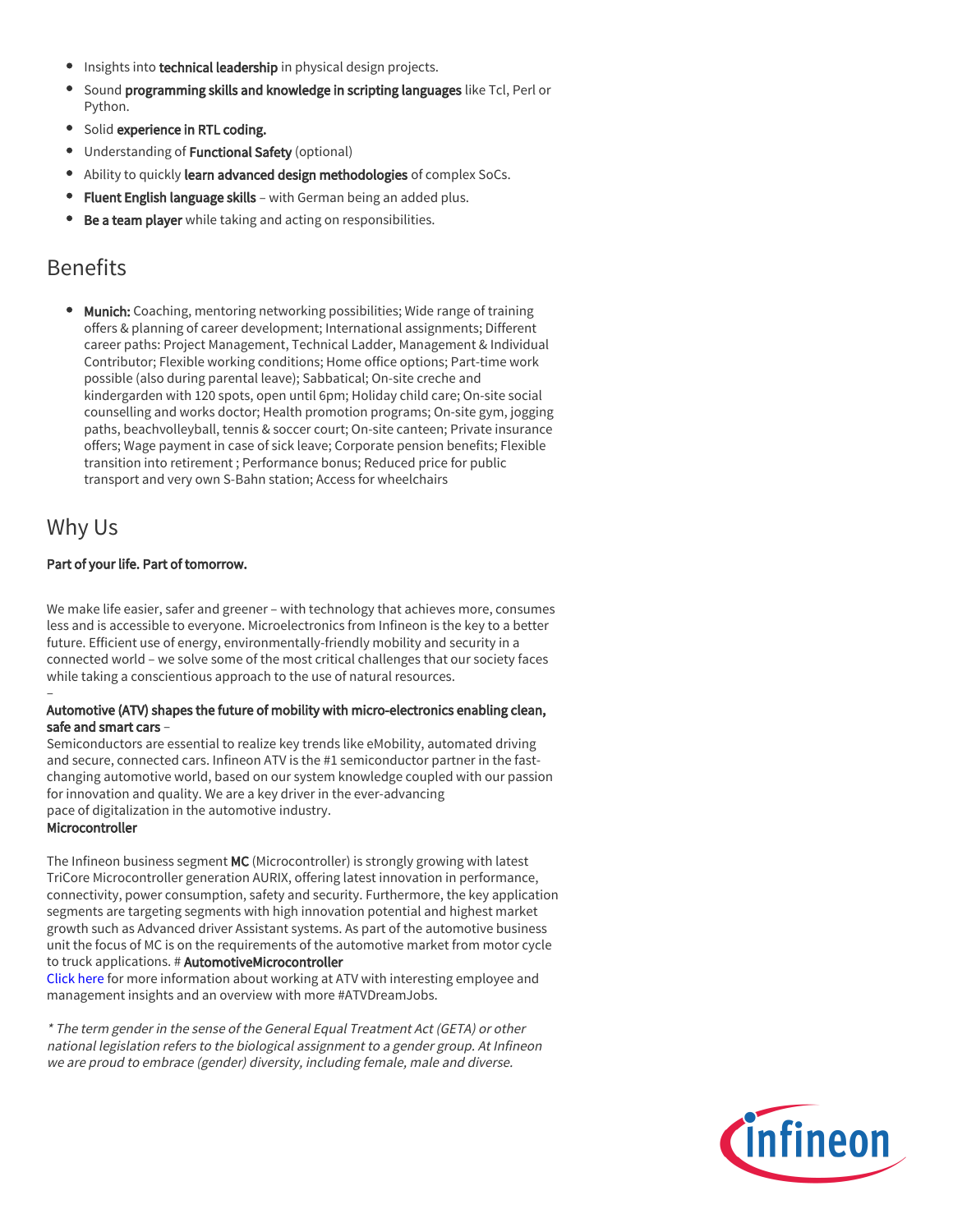- Insights into **technical leadership** in physical design projects.
- Sound **programming skills and knowledge in scripting languages** like Tcl, Perl or Python.
- Solid **experience in RTL coding.**
- Understanding of **Functional Safety** (optional)
- Ability to quickly **learn advanced design methodologies** of complex SoCs.
- **Fluent English language skills** – with German being an added plus.
- **Be a team player** while taking and acting on responsibilities.

## Benefits

- **Munich:** Coaching, mentoring networking possibilities; Wide range of training offers & planning of career development; International assignments; Different career paths: Project Management, Technical Ladder, Management & Individual Contributor; Flexible working conditions; Home office options; Part-time work possible (also during parental leave); Sabbatical; On-site creche and kindergarden with 120 spots, open until 6pm; Holiday child care; On-site social counselling and works doctor; Health promotion programs; On-site gym, jogging paths, beachvolleyball, tennis & soccer court; On-site canteen; Private insurance offers; Wage payment in case of sick leave; Corporate pension benefits; Flexible transition into retirement ; Performance bonus; Reduced price for public transport and very own S-Bahn station; Access for wheelchairs

## Why Us

**Part of your life. Part of tomorrow.**

We make life easier, safer and greener – with technology that achieves more, consumes less and is accessible to everyone. Microelectronics from Infineon is the key to a better future. Efficient use of energy, environmentally-friendly mobility and security in a connected world – we solve some of the most critical challenges that our society faces while taking a conscientious approach to the use of natural resources.

–

**Automotive (ATV) shapes the future of mobility with micro-electronics enabling clean, safe and smart cars** –

Semiconductors are essential to realize key trends like eMobility, automated driving and secure, connected cars. Infineon ATV is the #1 semiconductor partner in the fast-changing automotive world, based on our system knowledge coupled with our passion for innovation and quality. We are a key driver in the ever-advancing pace of digitalization in the automotive industry.

**Microcontroller**

The Infineon business segment **MC** (Microcontroller) is strongly growing with latest TriCore Microcontroller generation AURIX, offering latest innovation in performance, connectivity, power consumption, safety and security. Furthermore, the key application segments are targeting segments with high innovation potential and highest market growth such as Advanced driver Assistant systems. As part of the automotive business unit the focus of MC is on the requirements of the automotive market from motor cycle to truck applications. # **AutomotiveMicrocontroller**

Click here for more information about working at ATV with interesting employee and management insights and an overview with more #ATVDreamJobs.

*\* The term gender in the sense of the General Equal Treatment Act (GETA) or other national legislation refers to the biological assignment to a gender group. At Infineon we are proud to embrace (gender) diversity, including female, male and diverse.*

Infineon